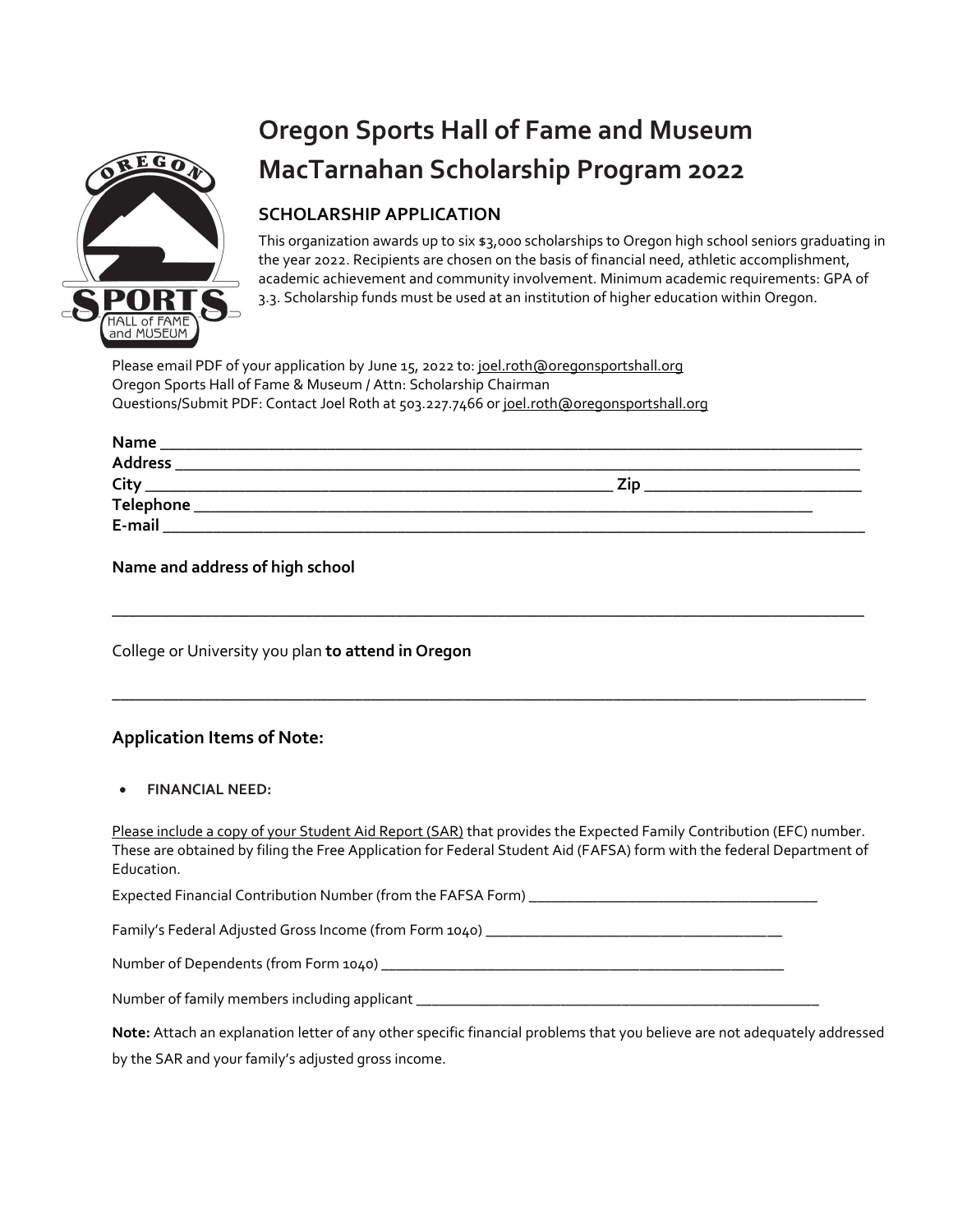# Oregon Sports Hall of Fame and Museum MacTarnahan Scholarship Program 2022

## SCHOLARSHIP APPLICATION

This organization awards up to six $3,000 scholarships to Oregon high school seniors graduating in the year 2022. Recipients are chosen on the basis of financial need, athletic accomplishment, academic achievement and community involvement. Minimum academic requirements: GPA of 3.3. Scholarship funds must be used at an institution of higher education within Oregon.

Please email PDF of your application by June 15, 2022 to: joel.roth@oregonsportshall.org
Oregon Sports Hall of Fame & Museum / Attn: Scholarship Chairman
Questions/Submit PDF: Contact Joel Roth at 503.227.7466 or joel.roth@oregonsportshall.org

**Name** ______________________________________________
**Address** ______________________________________________
**City** ______________________________ **Zip** ______________
**Telephone** ______________________________________________
**E-mail** ______________________________________________

**Name and address of high school**

______________________________________________

College or University you plan **to attend in Oregon**

______________________________________________

### Application Items of Note:

- **FINANCIAL NEED:**

Please include a copy of your Student Aid Report (SAR) that provides the Expected Family Contribution (EFC) number. These are obtained by filing the Free Application for Federal Student Aid (FAFSA) form with the federal Department of Education.

Expected Financial Contribution Number (from the FAFSA Form) ______________________

Family's Federal Adjusted Gross Income (from Form 1040) ______________________

Number of Dependents (from Form 1040) ______________________

Number of family members including applicant ______________________

**Note:** Attach an explanation letter of any other specific financial problems that you believe are not adequately addressed by the SAR and your family's adjusted gross income.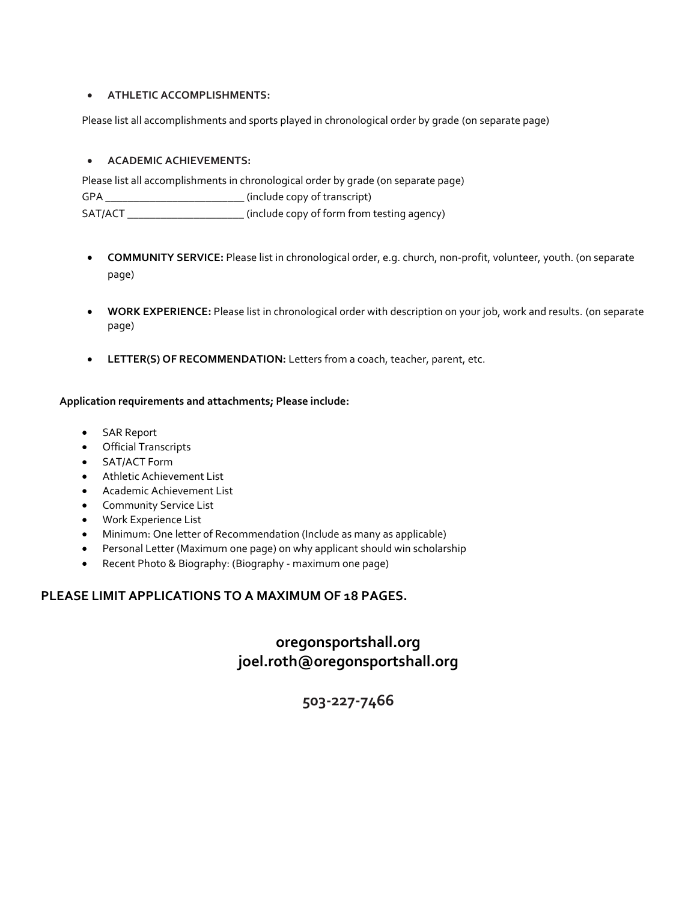- **ATHLETIC ACCOMPLISHMENTS:**

Please list all accomplishments and sports played in chronological order by grade (on separate page)

- **ACADEMIC ACHIEVEMENTS:**

Please list all accomplishments in chronological order by grade (on separate page)
GPA _________________________ (include copy of transcript)
SAT/ACT _____________________ (include copy of form from testing agency)

- **COMMUNITY SERVICE:** Please list in chronological order, e.g. church, non-profit, volunteer, youth. (on separate page)

- **WORK EXPERIENCE:** Please list in chronological order with description on your job, work and results. (on separate page)

- **LETTER(S) OF RECOMMENDATION:** Letters from a coach, teacher, parent, etc.

**Application requirements and attachments; Please include:**

- SAR Report
- Official Transcripts
- SAT/ACT Form
- Athletic Achievement List
- Academic Achievement List
- Community Service List
- Work Experience List
- Minimum: One letter of Recommendation (Include as many as applicable)
- Personal Letter (Maximum one page) on why applicant should win scholarship
- Recent Photo & Biography: (Biography - maximum one page)

**PLEASE LIMIT APPLICATIONS TO A MAXIMUM OF 18 PAGES.**

**oregonsportshall.org**
**joel.roth@oregonsportshall.org**

**503-227-7466**